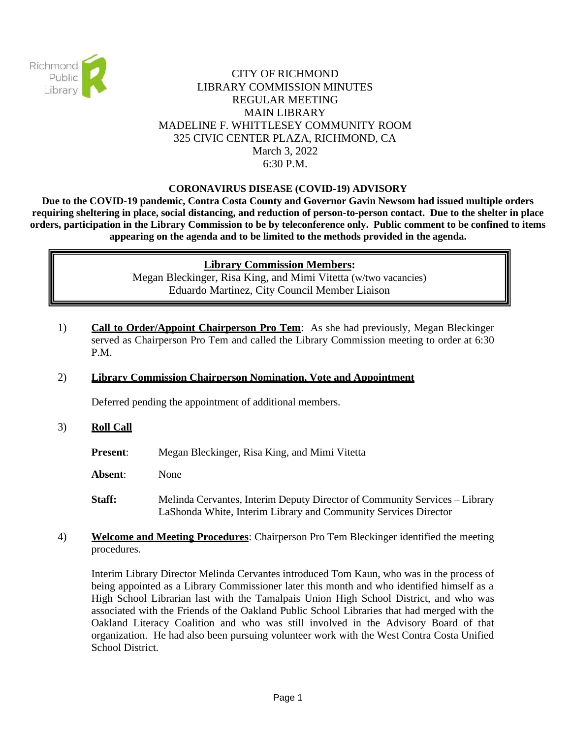CITY OF RICHMOND
LIBRARY COMMISSION MINUTES
REGULAR MEETING
MAIN LIBRARY
MADELINE F. WHITTLESEY COMMUNITY ROOM
325 CIVIC CENTER PLAZA, RICHMOND, CA
March 3, 2022
6:30 P.M.

**CORONAVIRUS DISEASE (COVID-19) ADVISORY**

**Due to the COVID-19 pandemic, Contra Costa County and Governor Gavin Newsom had issued multiple orders requiring sheltering in place, social distancing, and reduction of person-to-person contact. Due to the shelter in place orders, participation in the Library Commission to be by teleconference only. Public comment to be confined to items appearing on the agenda and to be limited to the methods provided in the agenda.**

**Library Commission Members:**
Megan Bleckinger, Risa King, and Mimi Vitetta (w/two vacancies)
Eduardo Martinez, City Council Member Liaison

1) **Call to Order/Appoint Chairperson Pro Tem**: As she had previously, Megan Bleckinger served as Chairperson Pro Tem and called the Library Commission meeting to order at 6:30 P.M.

2) **Library Commission Chairperson Nomination, Vote and Appointment**

   Deferred pending the appointment of additional members.

3) **Roll Call**

   **Present**: Megan Bleckinger, Risa King, and Mimi Vitetta

   **Absent**: None

   **Staff:** Melinda Cervantes, Interim Deputy Director of Community Services – Library
   LaShonda White, Interim Library and Community Services Director

4) **Welcome and Meeting Procedures**: Chairperson Pro Tem Bleckinger identified the meeting procedures.

   Interim Library Director Melinda Cervantes introduced Tom Kaun, who was in the process of being appointed as a Library Commissioner later this month and who identified himself as a High School Librarian last with the Tamalpais Union High School District, and who was associated with the Friends of the Oakland Public School Libraries that had merged with the Oakland Literacy Coalition and who was still involved in the Advisory Board of that organization. He had also been pursuing volunteer work with the West Contra Costa Unified School District.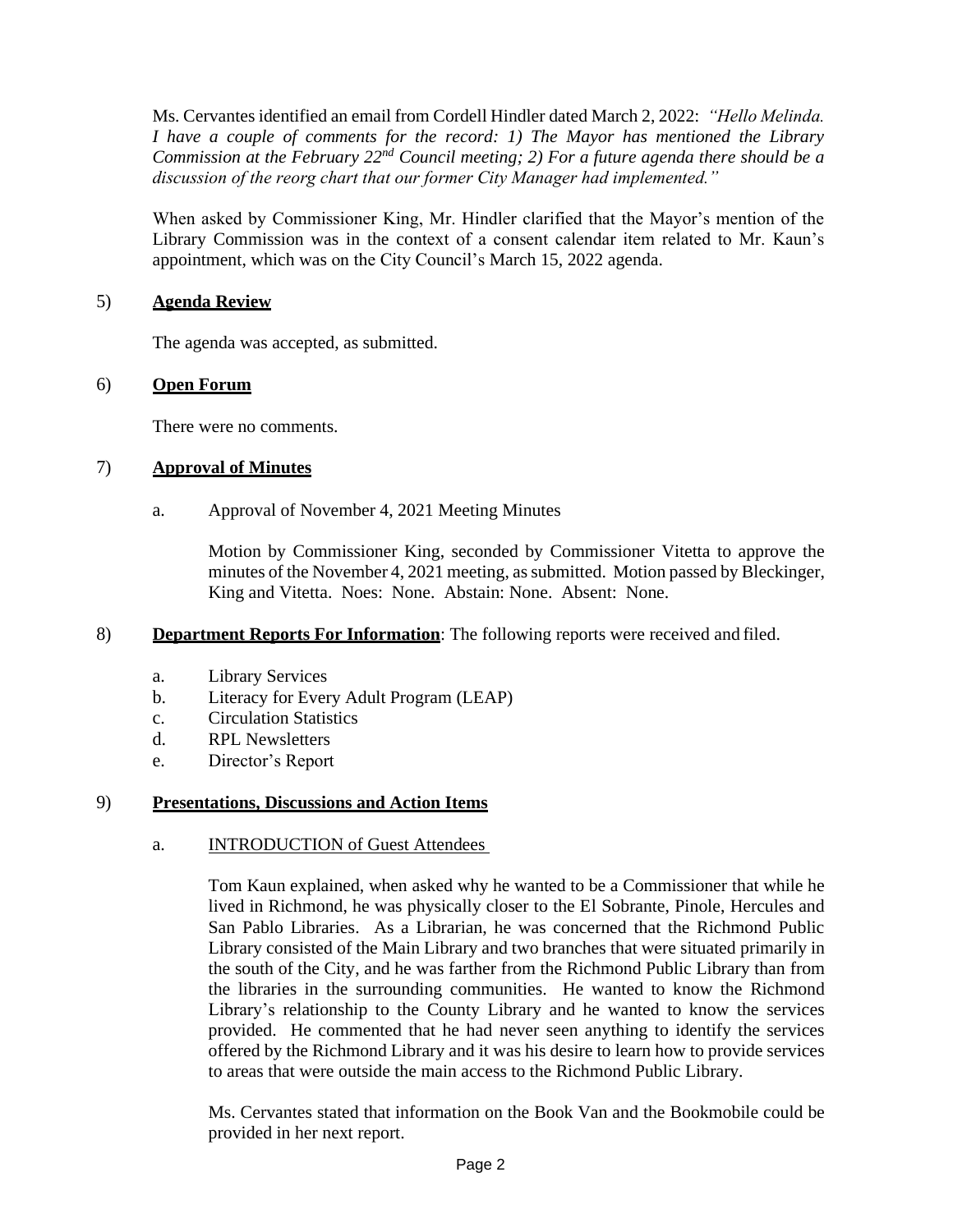Ms. Cervantes identified an email from Cordell Hindler dated March 2, 2022: *"Hello Melinda. I have a couple of comments for the record: 1) The Mayor has mentioned the Library Commission at the February 22nd Council meeting; 2) For a future agenda there should be a discussion of the reorg chart that our former City Manager had implemented."*

When asked by Commissioner King, Mr. Hindler clarified that the Mayor's mention of the Library Commission was in the context of a consent calendar item related to Mr. Kaun's appointment, which was on the City Council's March 15, 2022 agenda.

5) **Agenda Review**

The agenda was accepted, as submitted.

6) **Open Forum**

There were no comments.

7) **Approval of Minutes**

a. Approval of November 4, 2021 Meeting Minutes

Motion by Commissioner King, seconded by Commissioner Vitetta to approve the minutes of the November 4, 2021 meeting, as submitted. Motion passed by Bleckinger, King and Vitetta. Noes: None. Abstain: None. Absent: None.

8) **Department Reports For Information**: The following reports were received and filed.

a. Library Services
b. Literacy for Every Adult Program (LEAP)
c. Circulation Statistics
d. RPL Newsletters
e. Director's Report

9) **Presentations, Discussions and Action Items**

a. INTRODUCTION of Guest Attendees

Tom Kaun explained, when asked why he wanted to be a Commissioner that while he lived in Richmond, he was physically closer to the El Sobrante, Pinole, Hercules and San Pablo Libraries. As a Librarian, he was concerned that the Richmond Public Library consisted of the Main Library and two branches that were situated primarily in the south of the City, and he was farther from the Richmond Public Library than from the libraries in the surrounding communities. He wanted to know the Richmond Library's relationship to the County Library and he wanted to know the services provided. He commented that he had never seen anything to identify the services offered by the Richmond Library and it was his desire to learn how to provide services to areas that were outside the main access to the Richmond Public Library.

Ms. Cervantes stated that information on the Book Van and the Bookmobile could be provided in her next report.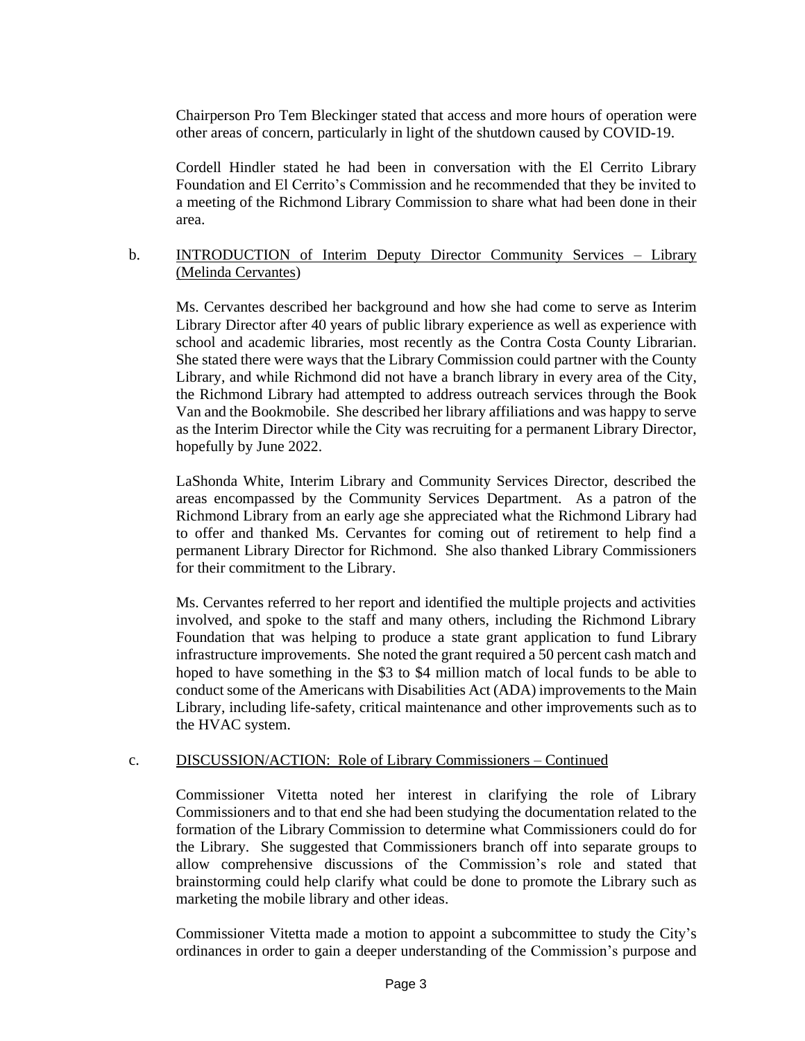Chairperson Pro Tem Bleckinger stated that access and more hours of operation were other areas of concern, particularly in light of the shutdown caused by COVID-19.

Cordell Hindler stated he had been in conversation with the El Cerrito Library Foundation and El Cerrito's Commission and he recommended that they be invited to a meeting of the Richmond Library Commission to share what had been done in their area.

b. <u>INTRODUCTION of Interim Deputy Director Community Services – Library (Melinda Cervantes</u>)

Ms. Cervantes described her background and how she had come to serve as Interim Library Director after 40 years of public library experience as well as experience with school and academic libraries, most recently as the Contra Costa County Librarian. She stated there were ways that the Library Commission could partner with the County Library, and while Richmond did not have a branch library in every area of the City, the Richmond Library had attempted to address outreach services through the Book Van and the Bookmobile. She described her library affiliations and was happy to serve as the Interim Director while the City was recruiting for a permanent Library Director, hopefully by June 2022.

LaShonda White, Interim Library and Community Services Director, described the areas encompassed by the Community Services Department. As a patron of the Richmond Library from an early age she appreciated what the Richmond Library had to offer and thanked Ms. Cervantes for coming out of retirement to help find a permanent Library Director for Richmond. She also thanked Library Commissioners for their commitment to the Library.

Ms. Cervantes referred to her report and identified the multiple projects and activities involved, and spoke to the staff and many others, including the Richmond Library Foundation that was helping to produce a state grant application to fund Library infrastructure improvements. She noted the grant required a 50 percent cash match and hoped to have something in the $3 to $4 million match of local funds to be able to conduct some of the Americans with Disabilities Act (ADA) improvements to the Main Library, including life-safety, critical maintenance and other improvements such as to the HVAC system.

c. <u>DISCUSSION/ACTION: Role of Library Commissioners – Continued</u>

Commissioner Vitetta noted her interest in clarifying the role of Library Commissioners and to that end she had been studying the documentation related to the formation of the Library Commission to determine what Commissioners could do for the Library. She suggested that Commissioners branch off into separate groups to allow comprehensive discussions of the Commission's role and stated that brainstorming could help clarify what could be done to promote the Library such as marketing the mobile library and other ideas.

Commissioner Vitetta made a motion to appoint a subcommittee to study the City's ordinances in order to gain a deeper understanding of the Commission's purpose and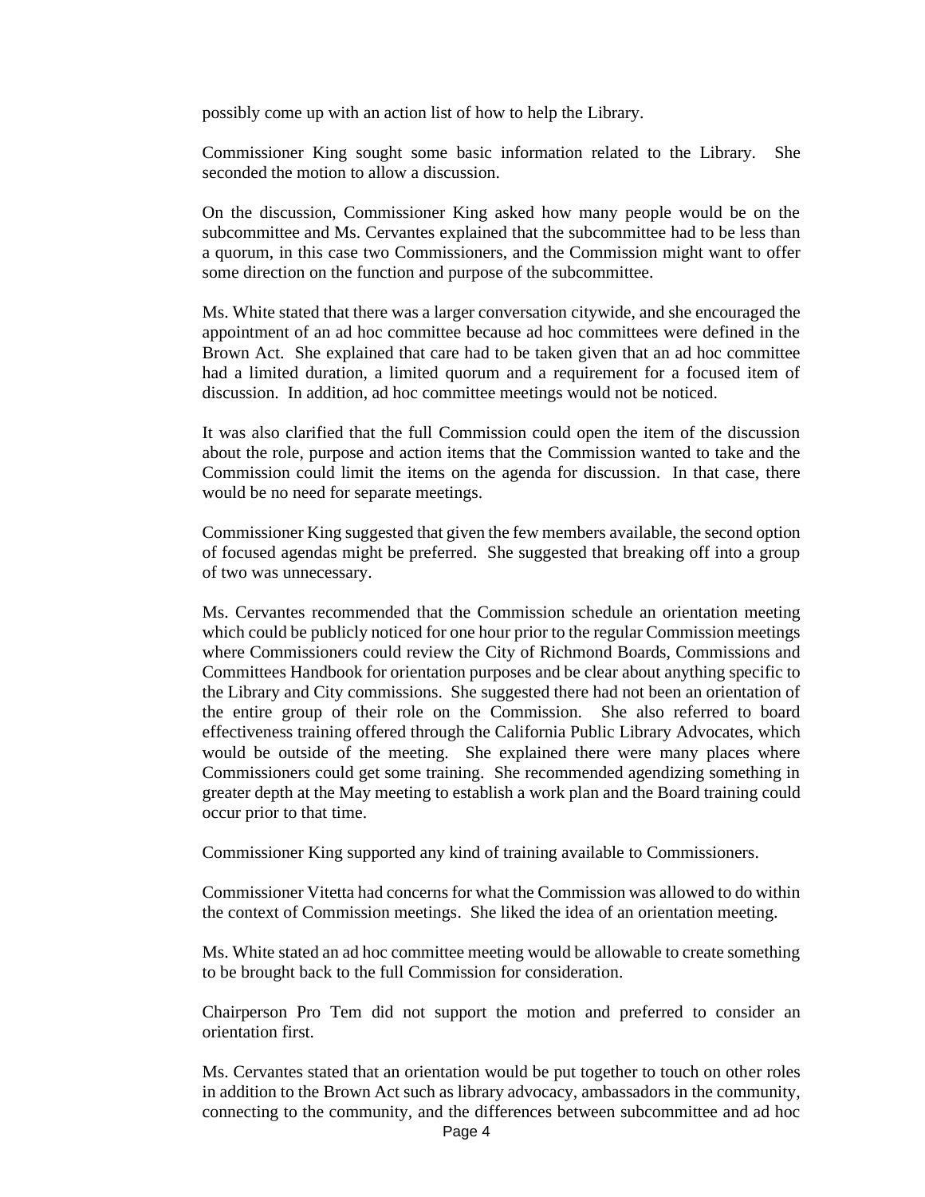possibly come up with an action list of how to help the Library.

Commissioner King sought some basic information related to the Library. She seconded the motion to allow a discussion.

On the discussion, Commissioner King asked how many people would be on the subcommittee and Ms. Cervantes explained that the subcommittee had to be less than a quorum, in this case two Commissioners, and the Commission might want to offer some direction on the function and purpose of the subcommittee.

Ms. White stated that there was a larger conversation citywide, and she encouraged the appointment of an ad hoc committee because ad hoc committees were defined in the Brown Act. She explained that care had to be taken given that an ad hoc committee had a limited duration, a limited quorum and a requirement for a focused item of discussion. In addition, ad hoc committee meetings would not be noticed.

It was also clarified that the full Commission could open the item of the discussion about the role, purpose and action items that the Commission wanted to take and the Commission could limit the items on the agenda for discussion. In that case, there would be no need for separate meetings.

Commissioner King suggested that given the few members available, the second option of focused agendas might be preferred. She suggested that breaking off into a group of two was unnecessary.

Ms. Cervantes recommended that the Commission schedule an orientation meeting which could be publicly noticed for one hour prior to the regular Commission meetings where Commissioners could review the City of Richmond Boards, Commissions and Committees Handbook for orientation purposes and be clear about anything specific to the Library and City commissions. She suggested there had not been an orientation of the entire group of their role on the Commission. She also referred to board effectiveness training offered through the California Public Library Advocates, which would be outside of the meeting. She explained there were many places where Commissioners could get some training. She recommended agendizing something in greater depth at the May meeting to establish a work plan and the Board training could occur prior to that time.

Commissioner King supported any kind of training available to Commissioners.

Commissioner Vitetta had concerns for what the Commission was allowed to do within the context of Commission meetings. She liked the idea of an orientation meeting.

Ms. White stated an ad hoc committee meeting would be allowable to create something to be brought back to the full Commission for consideration.

Chairperson Pro Tem did not support the motion and preferred to consider an orientation first.

Ms. Cervantes stated that an orientation would be put together to touch on other roles in addition to the Brown Act such as library advocacy, ambassadors in the community, connecting to the community, and the differences between subcommittee and ad hoc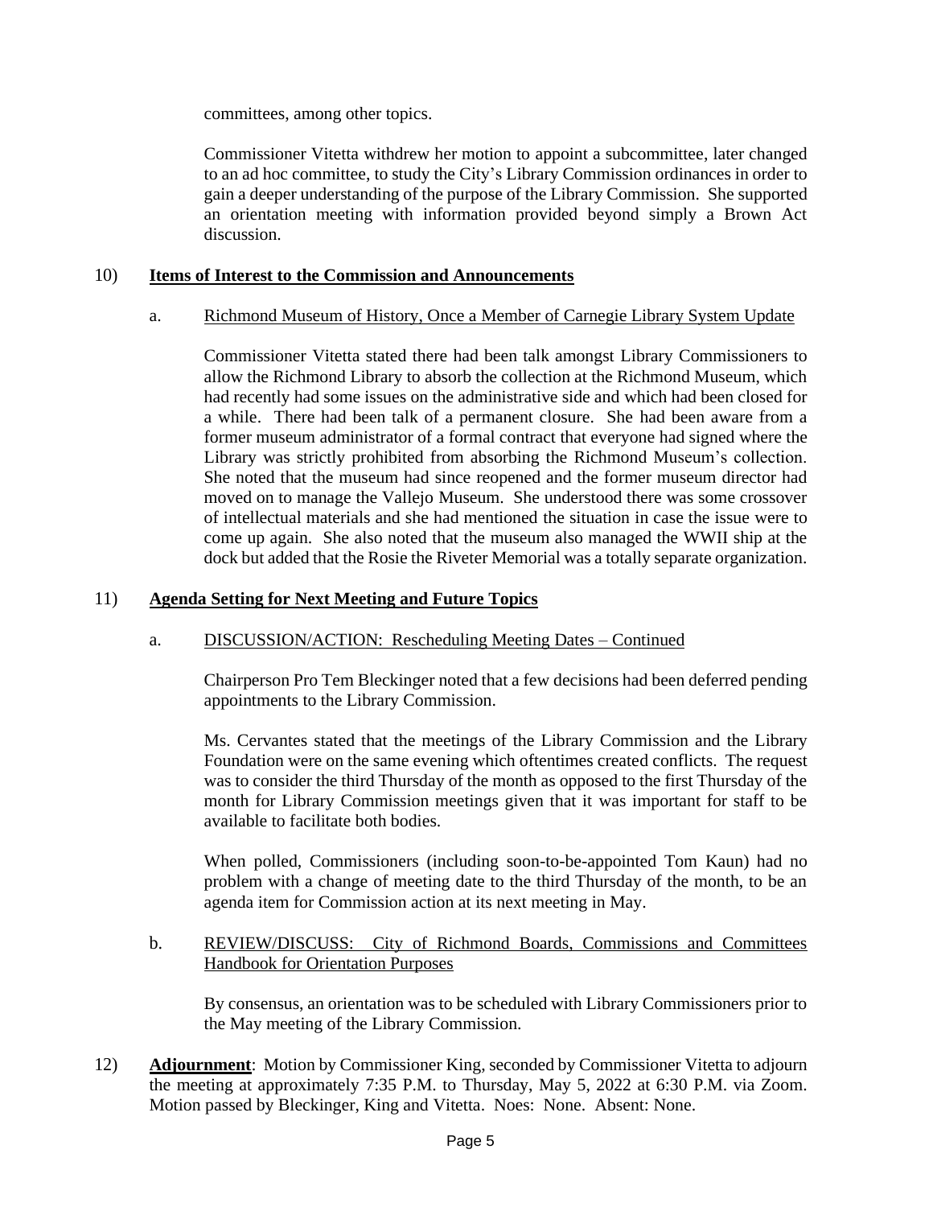committees, among other topics.

Commissioner Vitetta withdrew her motion to appoint a subcommittee, later changed to an ad hoc committee, to study the City's Library Commission ordinances in order to gain a deeper understanding of the purpose of the Library Commission. She supported an orientation meeting with information provided beyond simply a Brown Act discussion.

10) **Items of Interest to the Commission and Announcements**

a. Richmond Museum of History, Once a Member of Carnegie Library System Update

Commissioner Vitetta stated there had been talk amongst Library Commissioners to allow the Richmond Library to absorb the collection at the Richmond Museum, which had recently had some issues on the administrative side and which had been closed for a while. There had been talk of a permanent closure. She had been aware from a former museum administrator of a formal contract that everyone had signed where the Library was strictly prohibited from absorbing the Richmond Museum's collection. She noted that the museum had since reopened and the former museum director had moved on to manage the Vallejo Museum. She understood there was some crossover of intellectual materials and she had mentioned the situation in case the issue were to come up again. She also noted that the museum also managed the WWII ship at the dock but added that the Rosie the Riveter Memorial was a totally separate organization.

11) **Agenda Setting for Next Meeting and Future Topics**

a. DISCUSSION/ACTION: Rescheduling Meeting Dates – Continued

Chairperson Pro Tem Bleckinger noted that a few decisions had been deferred pending appointments to the Library Commission.

Ms. Cervantes stated that the meetings of the Library Commission and the Library Foundation were on the same evening which oftentimes created conflicts. The request was to consider the third Thursday of the month as opposed to the first Thursday of the month for Library Commission meetings given that it was important for staff to be available to facilitate both bodies.

When polled, Commissioners (including soon-to-be-appointed Tom Kaun) had no problem with a change of meeting date to the third Thursday of the month, to be an agenda item for Commission action at its next meeting in May.

b. REVIEW/DISCUSS: City of Richmond Boards, Commissions and Committees Handbook for Orientation Purposes

By consensus, an orientation was to be scheduled with Library Commissioners prior to the May meeting of the Library Commission.

12) **Adjournment**: Motion by Commissioner King, seconded by Commissioner Vitetta to adjourn the meeting at approximately 7:35 P.M. to Thursday, May 5, 2022 at 6:30 P.M. via Zoom. Motion passed by Bleckinger, King and Vitetta. Noes: None. Absent: None.